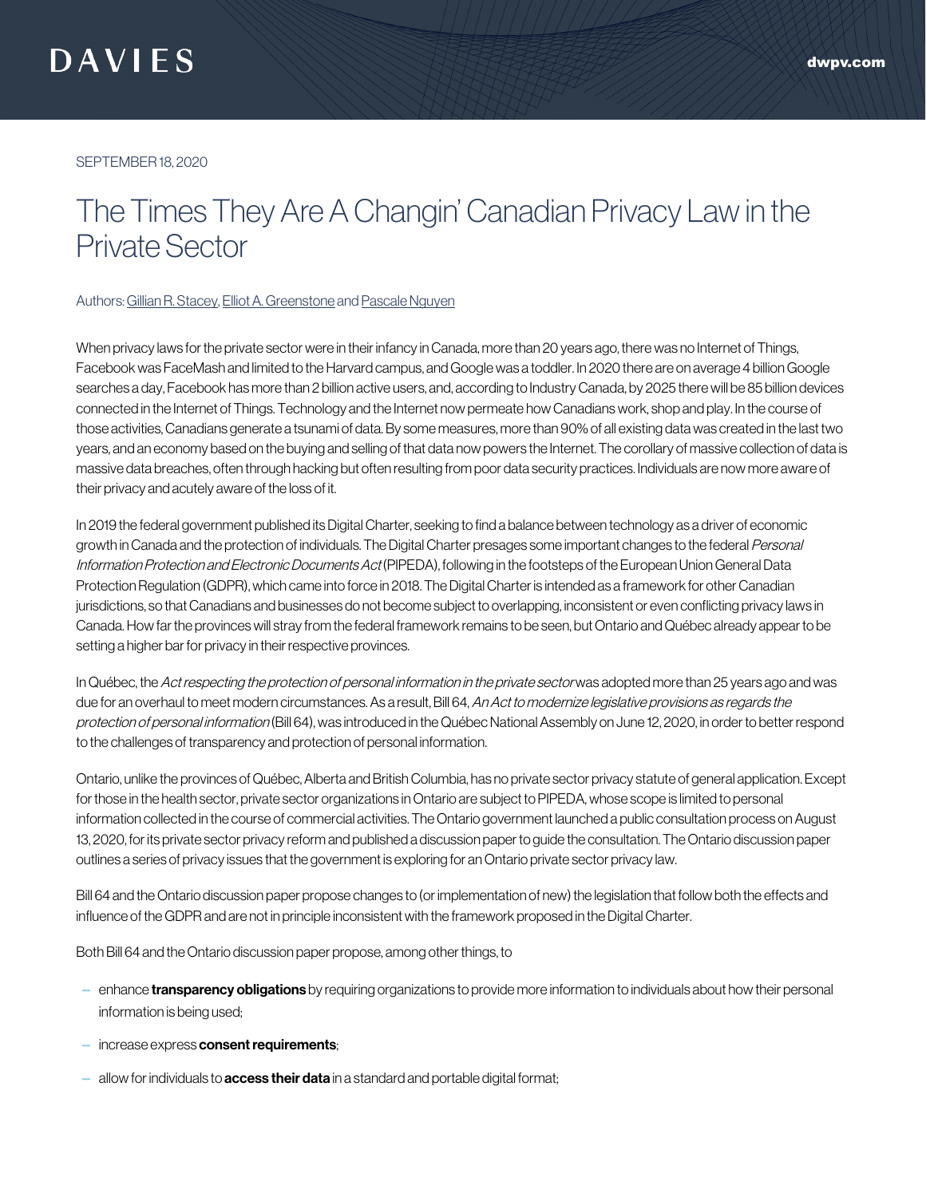DAVIES

dwpv.com

SEPTEMBER 18, 2020

# The Times They Are A Changin' Canadian Privacy Law in the Private Sector

Authors: [Gillian R. Stacey](), [Elliot A. Greenstone]() and [Pascale Nguyen]()

When privacy laws for the private sector were in their infancy in Canada, more than 20 years ago, there was no Internet of Things, Facebook was FaceMash and limited to the Harvard campus, and Google was a toddler. In 2020 there are on average 4 billion Google searches a day, Facebook has more than 2 billion active users, and, according to Industry Canada, by 2025 there will be 85 billion devices connected in the Internet of Things. Technology and the Internet now permeate how Canadians work, shop and play. In the course of those activities, Canadians generate a tsunami of data. By some measures, more than 90% of all existing data was created in the last two years, and an economy based on the buying and selling of that data now powers the Internet. The corollary of massive collection of data is massive data breaches, often through hacking but often resulting from poor data security practices. Individuals are now more aware of their privacy and acutely aware of the loss of it.

In 2019 the federal government published its Digital Charter, seeking to find a balance between technology as a driver of economic growth in Canada and the protection of individuals. The Digital Charter presages some important changes to the federal *Personal Information Protection and Electronic Documents Act* (PIPEDA), following in the footsteps of the European Union General Data Protection Regulation (GDPR), which came into force in 2018. The Digital Charter is intended as a framework for other Canadian jurisdictions, so that Canadians and businesses do not become subject to overlapping, inconsistent or even conflicting privacy laws in Canada. How far the provinces will stray from the federal framework remains to be seen, but Ontario and Québec already appear to be setting a higher bar for privacy in their respective provinces.

In Québec, the *Act respecting the protection of personal information in the private sector* was adopted more than 25 years ago and was due for an overhaul to meet modern circumstances. As a result, Bill 64, *An Act to modernize legislative provisions as regards the protection of personal information* (Bill 64), was introduced in the Québec National Assembly on June 12, 2020, in order to better respond to the challenges of transparency and protection of personal information.

Ontario, unlike the provinces of Québec, Alberta and British Columbia, has no private sector privacy statute of general application. Except for those in the health sector, private sector organizations in Ontario are subject to PIPEDA, whose scope is limited to personal information collected in the course of commercial activities. The Ontario government launched a public consultation process on August 13, 2020, for its private sector privacy reform and published a discussion paper to guide the consultation. The Ontario discussion paper outlines a series of privacy issues that the government is exploring for an Ontario private sector privacy law.

Bill 64 and the Ontario discussion paper propose changes to (or implementation of new) the legislation that follow both the effects and influence of the GDPR and are not in principle inconsistent with the framework proposed in the Digital Charter.

Both Bill 64 and the Ontario discussion paper propose, among other things, to

- enhance **transparency obligations** by requiring organizations to provide more information to individuals about how their personal information is being used;
- increase express **consent requirements**;
- allow for individuals to **access their data** in a standard and portable digital format;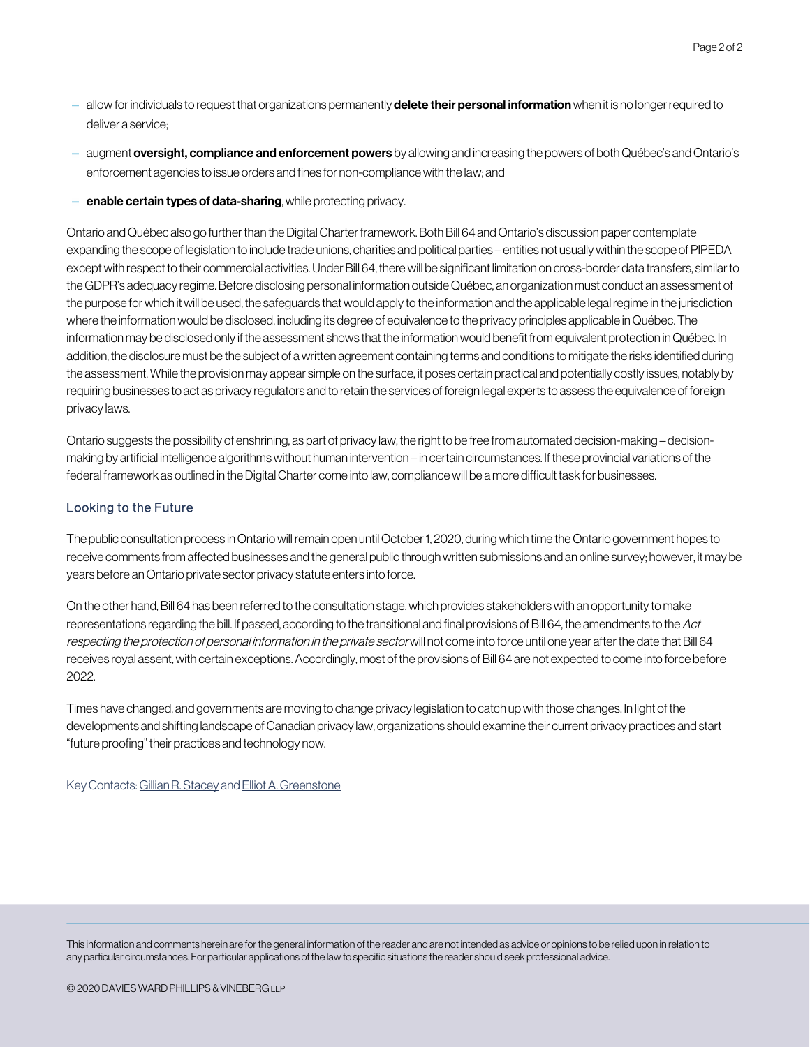- allow for individuals to request that organizations permanently **delete their personal information** when it is no longer required to deliver a service;
- augment **oversight, compliance and enforcement powers** by allowing and increasing the powers of both Québec's and Ontario's enforcement agencies to issue orders and fines for non-compliance with the law; and
- **enable certain types of data-sharing**, while protecting privacy.

Ontario and Québec also go further than the Digital Charter framework. Both Bill 64 and Ontario's discussion paper contemplate expanding the scope of legislation to include trade unions, charities and political parties – entities not usually within the scope of PIPEDA except with respect to their commercial activities. Under Bill 64, there will be significant limitation on cross-border data transfers, similar to the GDPR's adequacy regime. Before disclosing personal information outside Québec, an organization must conduct an assessment of the purpose for which it will be used, the safeguards that would apply to the information and the applicable legal regime in the jurisdiction where the information would be disclosed, including its degree of equivalence to the privacy principles applicable in Québec. The information may be disclosed only if the assessment shows that the information would benefit from equivalent protection in Québec. In addition, the disclosure must be the subject of a written agreement containing terms and conditions to mitigate the risks identified during the assessment. While the provision may appear simple on the surface, it poses certain practical and potentially costly issues, notably by requiring businesses to act as privacy regulators and to retain the services of foreign legal experts to assess the equivalence of foreign privacy laws.

Ontario suggests the possibility of enshrining, as part of privacy law, the right to be free from automated decision-making – decision-making by artificial intelligence algorithms without human intervention – in certain circumstances. If these provincial variations of the federal framework as outlined in the Digital Charter come into law, compliance will be a more difficult task for businesses.

## Looking to the Future

The public consultation process in Ontario will remain open until October 1, 2020, during which time the Ontario government hopes to receive comments from affected businesses and the general public through written submissions and an online survey; however, it may be years before an Ontario private sector privacy statute enters into force.

On the other hand, Bill 64 has been referred to the consultation stage, which provides stakeholders with an opportunity to make representations regarding the bill. If passed, according to the transitional and final provisions of Bill 64, the amendments to the *Act respecting the protection of personal information in the private sector* will not come into force until one year after the date that Bill 64 receives royal assent, with certain exceptions. Accordingly, most of the provisions of Bill 64 are not expected to come into force before 2022.

Times have changed, and governments are moving to change privacy legislation to catch up with those changes. In light of the developments and shifting landscape of Canadian privacy law, organizations should examine their current privacy practices and start "future proofing" their practices and technology now.

Key Contacts: Gillian R. Stacey and Elliot A. Greenstone

This information and comments herein are for the general information of the reader and are not intended as advice or opinions to be relied upon in relation to any particular circumstances. For particular applications of the law to specific situations the reader should seek professional advice.

© 2020 DAVIES WARD PHILLIPS & VINEBERG LLP